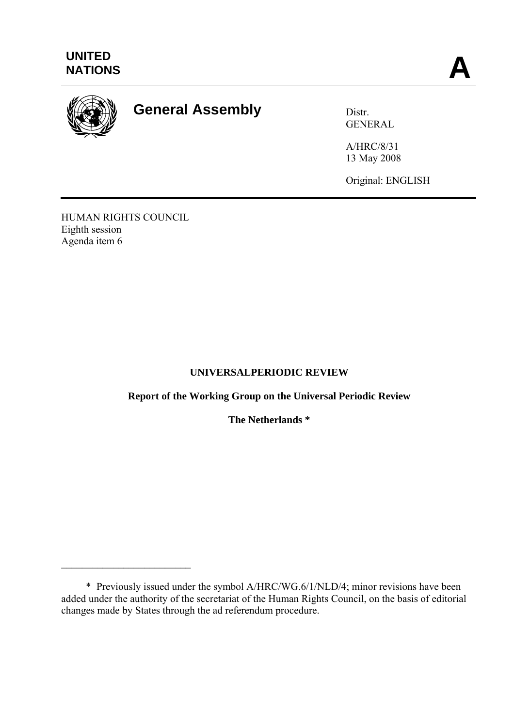UNITED
NATIONS

**A**

# General Assembly

Distr.
GENERAL

A/HRC/8/31
13 May 2008

Original: ENGLISH

HUMAN RIGHTS COUNCIL
Eighth session
Agenda item 6

**UNIVERSALPERIODIC REVIEW**

**Report of the Working Group on the Universal Periodic Review**

**The Netherlands ***

---

\* Previously issued under the symbol A/HRC/WG.6/1/NLD/4; minor revisions have been added under the authority of the secretariat of the Human Rights Council, on the basis of editorial changes made by States through the ad referendum procedure.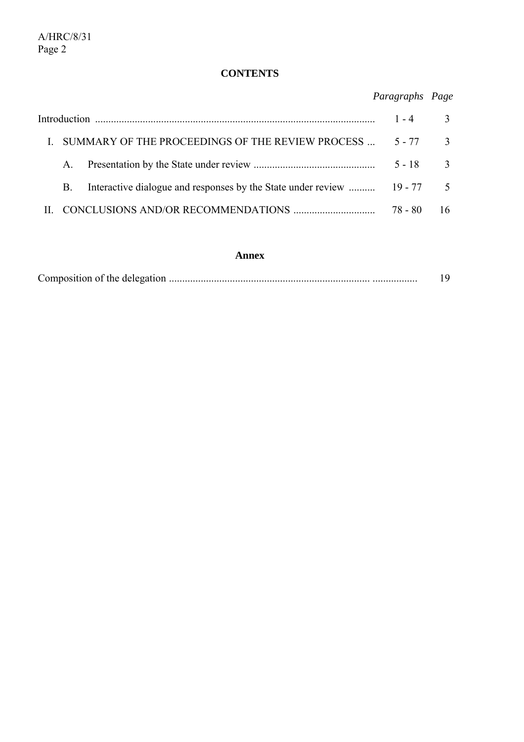## CONTENTS

| | *Paragraphs* | *Page* |
|---|---|---|
| Introduction | 1 - 4 | 3 |
| I. SUMMARY OF THE PROCEEDINGS OF THE REVIEW PROCESS | 5 - 77 | 3 |
| A. Presentation by the State under review | 5 - 18 | 3 |
| B. Interactive dialogue and responses by the State under review | 19 - 77 | 5 |
| II. CONCLUSIONS AND/OR RECOMMENDATIONS | 78 - 80 | 16 |

## Annex

| | *Page* |
|---|---|
| Composition of the delegation | 19 |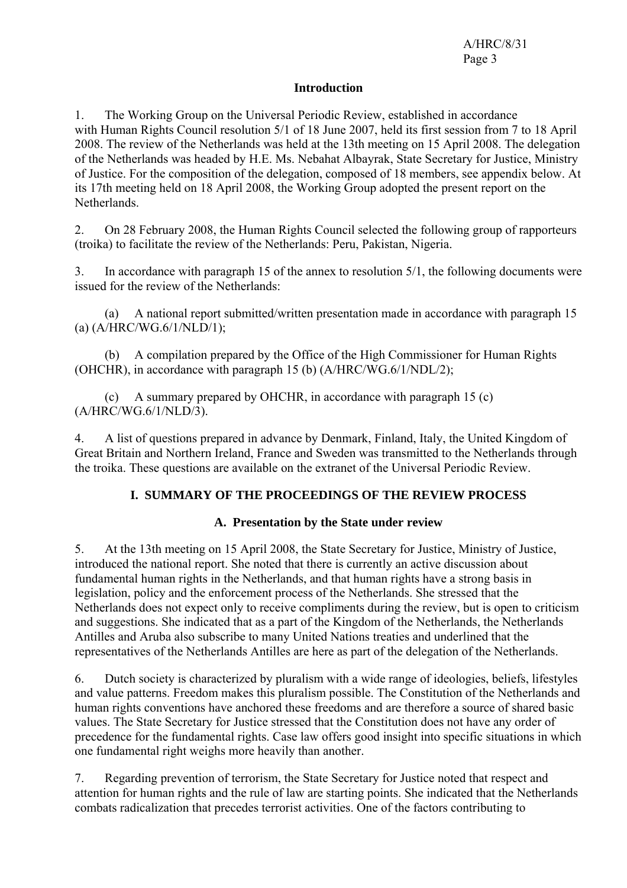## Introduction

1. The Working Group on the Universal Periodic Review, established in accordance with Human Rights Council resolution 5/1 of 18 June 2007, held its first session from 7 to 18 April 2008. The review of the Netherlands was held at the 13th meeting on 15 April 2008. The delegation of the Netherlands was headed by H.E. Ms. Nebahat Albayrak, State Secretary for Justice, Ministry of Justice. For the composition of the delegation, composed of 18 members, see appendix below. At its 17th meeting held on 18 April 2008, the Working Group adopted the present report on the Netherlands.

2. On 28 February 2008, the Human Rights Council selected the following group of rapporteurs (troika) to facilitate the review of the Netherlands: Peru, Pakistan, Nigeria.

3. In accordance with paragraph 15 of the annex to resolution 5/1, the following documents were issued for the review of the Netherlands:

(a) A national report submitted/written presentation made in accordance with paragraph 15 (a) (A/HRC/WG.6/1/NLD/1);

(b) A compilation prepared by the Office of the High Commissioner for Human Rights (OHCHR), in accordance with paragraph 15 (b) (A/HRC/WG.6/1/NDL/2);

(c) A summary prepared by OHCHR, in accordance with paragraph 15 (c) (A/HRC/WG.6/1/NLD/3).

4. A list of questions prepared in advance by Denmark, Finland, Italy, the United Kingdom of Great Britain and Northern Ireland, France and Sweden was transmitted to the Netherlands through the troika. These questions are available on the extranet of the Universal Periodic Review.

## I. SUMMARY OF THE PROCEEDINGS OF THE REVIEW PROCESS

### A. Presentation by the State under review

5. At the 13th meeting on 15 April 2008, the State Secretary for Justice, Ministry of Justice, introduced the national report. She noted that there is currently an active discussion about fundamental human rights in the Netherlands, and that human rights have a strong basis in legislation, policy and the enforcement process of the Netherlands. She stressed that the Netherlands does not expect only to receive compliments during the review, but is open to criticism and suggestions. She indicated that as a part of the Kingdom of the Netherlands, the Netherlands Antilles and Aruba also subscribe to many United Nations treaties and underlined that the representatives of the Netherlands Antilles are here as part of the delegation of the Netherlands.

6. Dutch society is characterized by pluralism with a wide range of ideologies, beliefs, lifestyles and value patterns. Freedom makes this pluralism possible. The Constitution of the Netherlands and human rights conventions have anchored these freedoms and are therefore a source of shared basic values. The State Secretary for Justice stressed that the Constitution does not have any order of precedence for the fundamental rights. Case law offers good insight into specific situations in which one fundamental right weighs more heavily than another.

7. Regarding prevention of terrorism, the State Secretary for Justice noted that respect and attention for human rights and the rule of law are starting points. She indicated that the Netherlands combats radicalization that precedes terrorist activities. One of the factors contributing to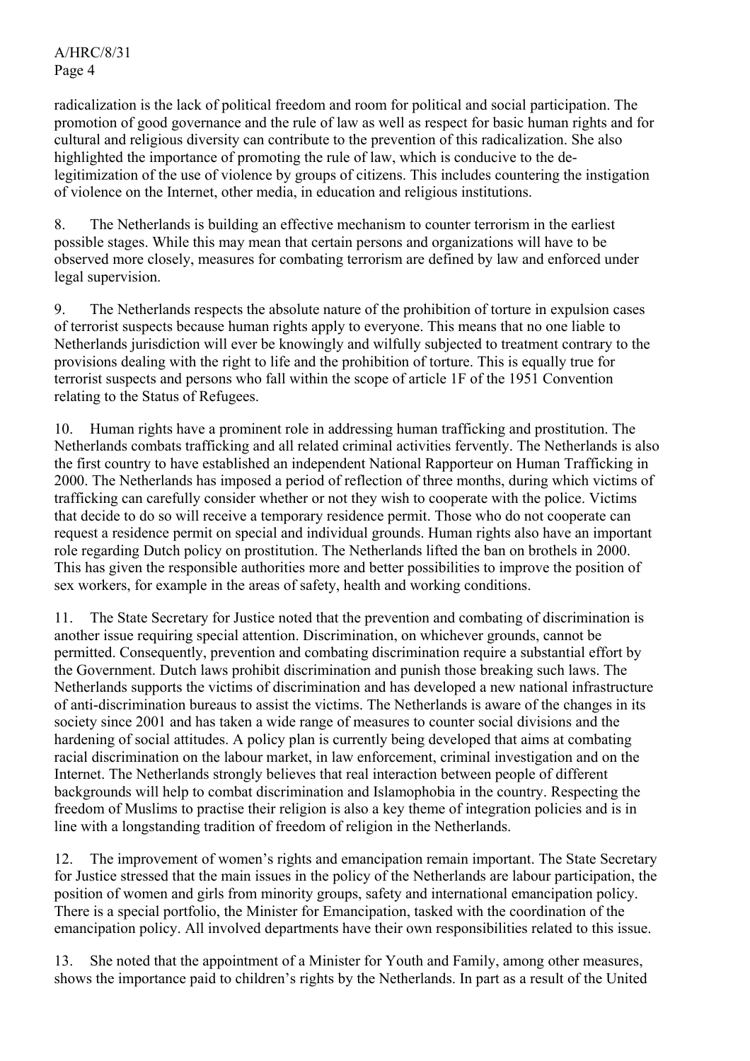radicalization is the lack of political freedom and room for political and social participation. The promotion of good governance and the rule of law as well as respect for basic human rights and for cultural and religious diversity can contribute to the prevention of this radicalization. She also highlighted the importance of promoting the rule of law, which is conducive to the de-legitimization of the use of violence by groups of citizens. This includes countering the instigation of violence on the Internet, other media, in education and religious institutions.

8. The Netherlands is building an effective mechanism to counter terrorism in the earliest possible stages. While this may mean that certain persons and organizations will have to be observed more closely, measures for combating terrorism are defined by law and enforced under legal supervision.

9. The Netherlands respects the absolute nature of the prohibition of torture in expulsion cases of terrorist suspects because human rights apply to everyone. This means that no one liable to Netherlands jurisdiction will ever be knowingly and wilfully subjected to treatment contrary to the provisions dealing with the right to life and the prohibition of torture. This is equally true for terrorist suspects and persons who fall within the scope of article 1F of the 1951 Convention relating to the Status of Refugees.

10. Human rights have a prominent role in addressing human trafficking and prostitution. The Netherlands combats trafficking and all related criminal activities fervently. The Netherlands is also the first country to have established an independent National Rapporteur on Human Trafficking in 2000. The Netherlands has imposed a period of reflection of three months, during which victims of trafficking can carefully consider whether or not they wish to cooperate with the police. Victims that decide to do so will receive a temporary residence permit. Those who do not cooperate can request a residence permit on special and individual grounds. Human rights also have an important role regarding Dutch policy on prostitution. The Netherlands lifted the ban on brothels in 2000. This has given the responsible authorities more and better possibilities to improve the position of sex workers, for example in the areas of safety, health and working conditions.

11. The State Secretary for Justice noted that the prevention and combating of discrimination is another issue requiring special attention. Discrimination, on whichever grounds, cannot be permitted. Consequently, prevention and combating discrimination require a substantial effort by the Government. Dutch laws prohibit discrimination and punish those breaking such laws. The Netherlands supports the victims of discrimination and has developed a new national infrastructure of anti-discrimination bureaus to assist the victims. The Netherlands is aware of the changes in its society since 2001 and has taken a wide range of measures to counter social divisions and the hardening of social attitudes. A policy plan is currently being developed that aims at combating racial discrimination on the labour market, in law enforcement, criminal investigation and on the Internet. The Netherlands strongly believes that real interaction between people of different backgrounds will help to combat discrimination and Islamophobia in the country. Respecting the freedom of Muslims to practise their religion is also a key theme of integration policies and is in line with a longstanding tradition of freedom of religion in the Netherlands.

12. The improvement of women's rights and emancipation remain important. The State Secretary for Justice stressed that the main issues in the policy of the Netherlands are labour participation, the position of women and girls from minority groups, safety and international emancipation policy. There is a special portfolio, the Minister for Emancipation, tasked with the coordination of the emancipation policy. All involved departments have their own responsibilities related to this issue.

13. She noted that the appointment of a Minister for Youth and Family, among other measures, shows the importance paid to children's rights by the Netherlands. In part as a result of the United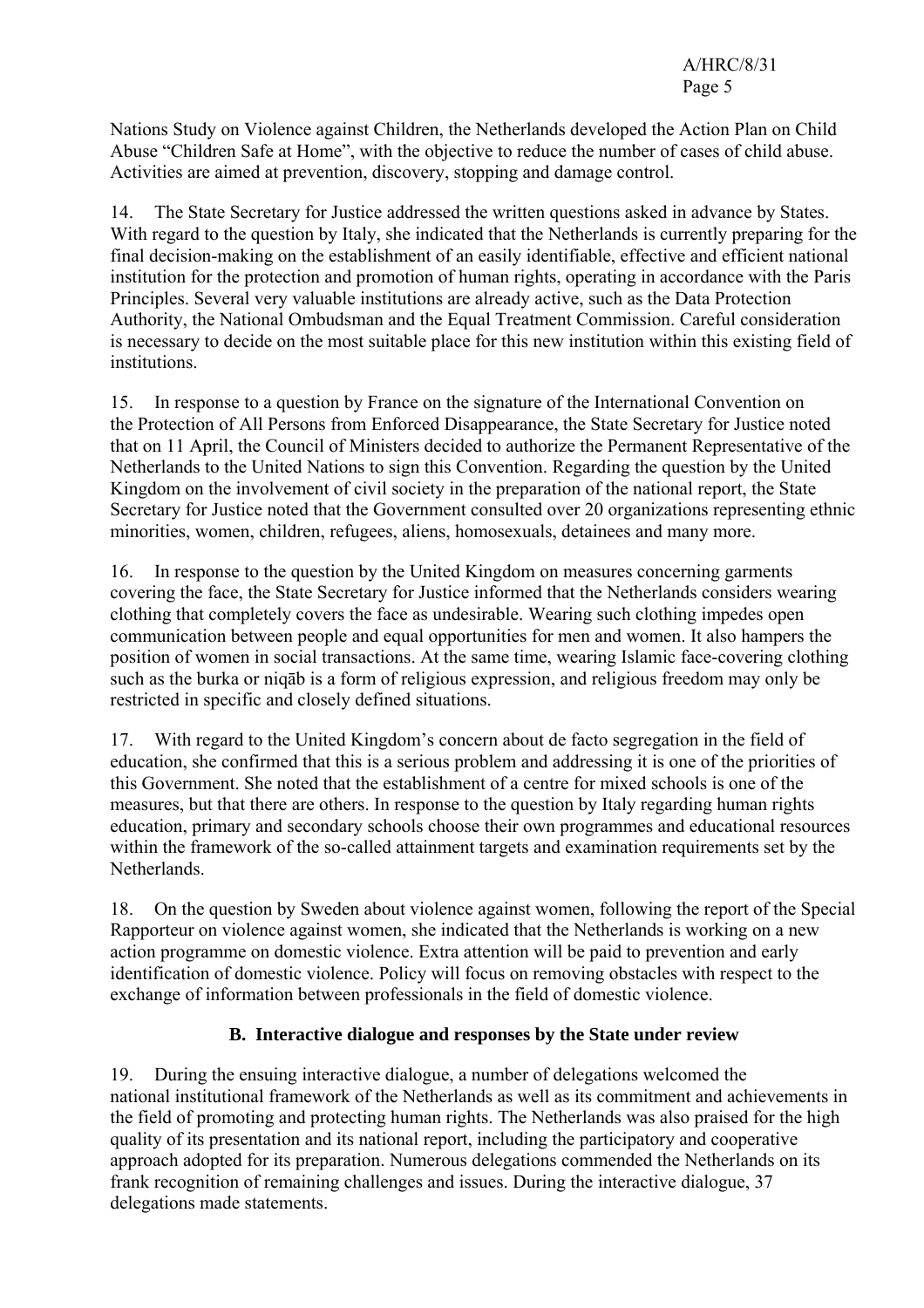Nations Study on Violence against Children, the Netherlands developed the Action Plan on Child Abuse "Children Safe at Home", with the objective to reduce the number of cases of child abuse. Activities are aimed at prevention, discovery, stopping and damage control.

14. The State Secretary for Justice addressed the written questions asked in advance by States. With regard to the question by Italy, she indicated that the Netherlands is currently preparing for the final decision-making on the establishment of an easily identifiable, effective and efficient national institution for the protection and promotion of human rights, operating in accordance with the Paris Principles. Several very valuable institutions are already active, such as the Data Protection Authority, the National Ombudsman and the Equal Treatment Commission. Careful consideration is necessary to decide on the most suitable place for this new institution within this existing field of institutions.

15. In response to a question by France on the signature of the International Convention on the Protection of All Persons from Enforced Disappearance, the State Secretary for Justice noted that on 11 April, the Council of Ministers decided to authorize the Permanent Representative of the Netherlands to the United Nations to sign this Convention. Regarding the question by the United Kingdom on the involvement of civil society in the preparation of the national report, the State Secretary for Justice noted that the Government consulted over 20 organizations representing ethnic minorities, women, children, refugees, aliens, homosexuals, detainees and many more.

16. In response to the question by the United Kingdom on measures concerning garments covering the face, the State Secretary for Justice informed that the Netherlands considers wearing clothing that completely covers the face as undesirable. Wearing such clothing impedes open communication between people and equal opportunities for men and women. It also hampers the position of women in social transactions. At the same time, wearing Islamic face-covering clothing such as the burka or niqāb is a form of religious expression, and religious freedom may only be restricted in specific and closely defined situations.

17. With regard to the United Kingdom's concern about de facto segregation in the field of education, she confirmed that this is a serious problem and addressing it is one of the priorities of this Government. She noted that the establishment of a centre for mixed schools is one of the measures, but that there are others. In response to the question by Italy regarding human rights education, primary and secondary schools choose their own programmes and educational resources within the framework of the so-called attainment targets and examination requirements set by the Netherlands.

18. On the question by Sweden about violence against women, following the report of the Special Rapporteur on violence against women, she indicated that the Netherlands is working on a new action programme on domestic violence. Extra attention will be paid to prevention and early identification of domestic violence. Policy will focus on removing obstacles with respect to the exchange of information between professionals in the field of domestic violence.

### B. Interactive dialogue and responses by the State under review

19. During the ensuing interactive dialogue, a number of delegations welcomed the national institutional framework of the Netherlands as well as its commitment and achievements in the field of promoting and protecting human rights. The Netherlands was also praised for the high quality of its presentation and its national report, including the participatory and cooperative approach adopted for its preparation. Numerous delegations commended the Netherlands on its frank recognition of remaining challenges and issues. During the interactive dialogue, 37 delegations made statements.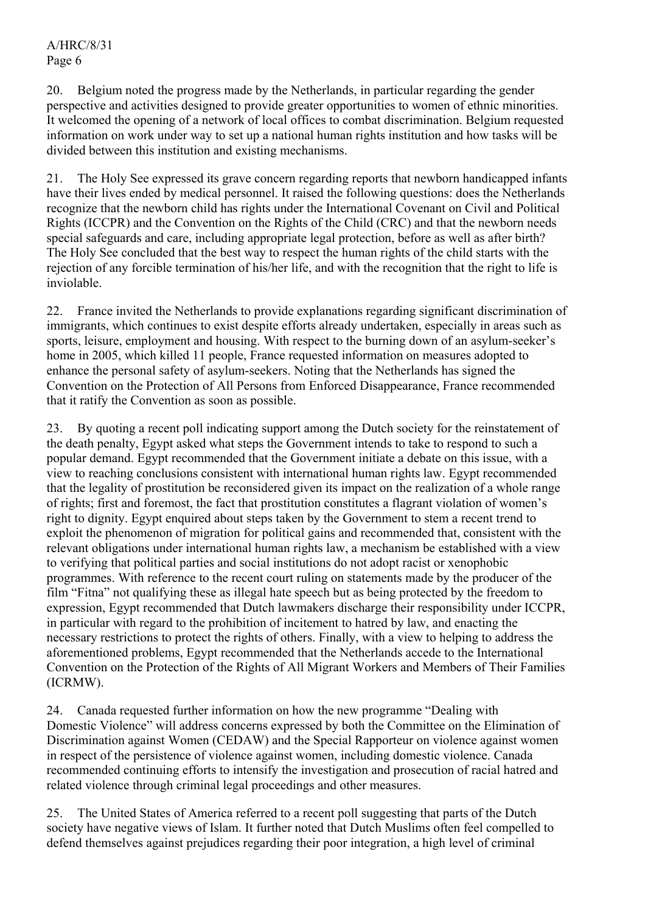20. Belgium noted the progress made by the Netherlands, in particular regarding the gender perspective and activities designed to provide greater opportunities to women of ethnic minorities. It welcomed the opening of a network of local offices to combat discrimination. Belgium requested information on work under way to set up a national human rights institution and how tasks will be divided between this institution and existing mechanisms.

21. The Holy See expressed its grave concern regarding reports that newborn handicapped infants have their lives ended by medical personnel. It raised the following questions: does the Netherlands recognize that the newborn child has rights under the International Covenant on Civil and Political Rights (ICCPR) and the Convention on the Rights of the Child (CRC) and that the newborn needs special safeguards and care, including appropriate legal protection, before as well as after birth? The Holy See concluded that the best way to respect the human rights of the child starts with the rejection of any forcible termination of his/her life, and with the recognition that the right to life is inviolable.

22. France invited the Netherlands to provide explanations regarding significant discrimination of immigrants, which continues to exist despite efforts already undertaken, especially in areas such as sports, leisure, employment and housing. With respect to the burning down of an asylum-seeker's home in 2005, which killed 11 people, France requested information on measures adopted to enhance the personal safety of asylum-seekers. Noting that the Netherlands has signed the Convention on the Protection of All Persons from Enforced Disappearance, France recommended that it ratify the Convention as soon as possible.

23. By quoting a recent poll indicating support among the Dutch society for the reinstatement of the death penalty, Egypt asked what steps the Government intends to take to respond to such a popular demand. Egypt recommended that the Government initiate a debate on this issue, with a view to reaching conclusions consistent with international human rights law. Egypt recommended that the legality of prostitution be reconsidered given its impact on the realization of a whole range of rights; first and foremost, the fact that prostitution constitutes a flagrant violation of women's right to dignity. Egypt enquired about steps taken by the Government to stem a recent trend to exploit the phenomenon of migration for political gains and recommended that, consistent with the relevant obligations under international human rights law, a mechanism be established with a view to verifying that political parties and social institutions do not adopt racist or xenophobic programmes. With reference to the recent court ruling on statements made by the producer of the film "Fitna" not qualifying these as illegal hate speech but as being protected by the freedom to expression, Egypt recommended that Dutch lawmakers discharge their responsibility under ICCPR, in particular with regard to the prohibition of incitement to hatred by law, and enacting the necessary restrictions to protect the rights of others. Finally, with a view to helping to address the aforementioned problems, Egypt recommended that the Netherlands accede to the International Convention on the Protection of the Rights of All Migrant Workers and Members of Their Families (ICRMW).

24. Canada requested further information on how the new programme "Dealing with Domestic Violence" will address concerns expressed by both the Committee on the Elimination of Discrimination against Women (CEDAW) and the Special Rapporteur on violence against women in respect of the persistence of violence against women, including domestic violence. Canada recommended continuing efforts to intensify the investigation and prosecution of racial hatred and related violence through criminal legal proceedings and other measures.

25. The United States of America referred to a recent poll suggesting that parts of the Dutch society have negative views of Islam. It further noted that Dutch Muslims often feel compelled to defend themselves against prejudices regarding their poor integration, a high level of criminal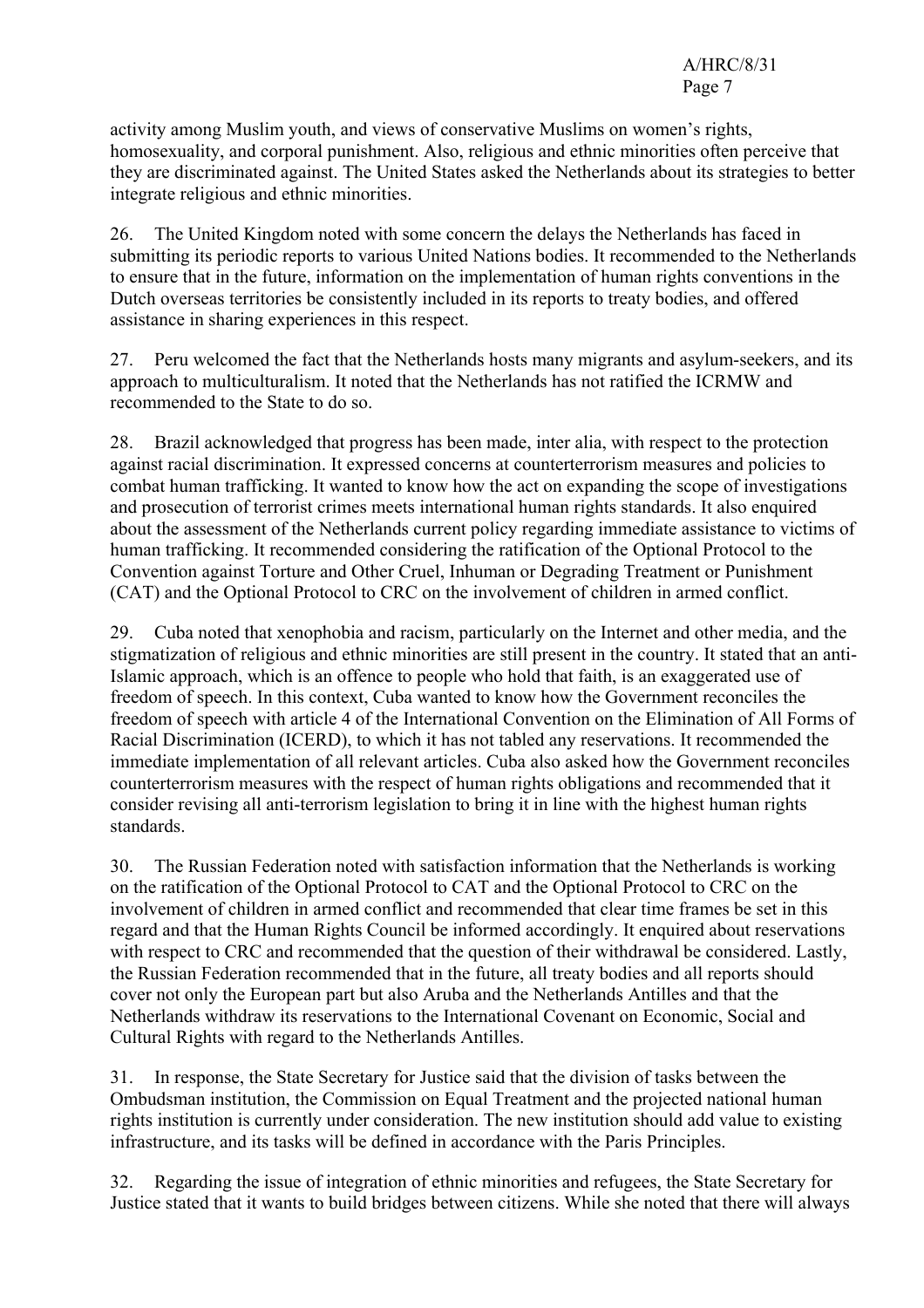activity among Muslim youth, and views of conservative Muslims on women's rights, homosexuality, and corporal punishment. Also, religious and ethnic minorities often perceive that they are discriminated against. The United States asked the Netherlands about its strategies to better integrate religious and ethnic minorities.

26. The United Kingdom noted with some concern the delays the Netherlands has faced in submitting its periodic reports to various United Nations bodies. It recommended to the Netherlands to ensure that in the future, information on the implementation of human rights conventions in the Dutch overseas territories be consistently included in its reports to treaty bodies, and offered assistance in sharing experiences in this respect.

27. Peru welcomed the fact that the Netherlands hosts many migrants and asylum-seekers, and its approach to multiculturalism. It noted that the Netherlands has not ratified the ICRMW and recommended to the State to do so.

28. Brazil acknowledged that progress has been made, inter alia, with respect to the protection against racial discrimination. It expressed concerns at counterterrorism measures and policies to combat human trafficking. It wanted to know how the act on expanding the scope of investigations and prosecution of terrorist crimes meets international human rights standards. It also enquired about the assessment of the Netherlands current policy regarding immediate assistance to victims of human trafficking. It recommended considering the ratification of the Optional Protocol to the Convention against Torture and Other Cruel, Inhuman or Degrading Treatment or Punishment (CAT) and the Optional Protocol to CRC on the involvement of children in armed conflict.

29. Cuba noted that xenophobia and racism, particularly on the Internet and other media, and the stigmatization of religious and ethnic minorities are still present in the country. It stated that an anti-Islamic approach, which is an offence to people who hold that faith, is an exaggerated use of freedom of speech. In this context, Cuba wanted to know how the Government reconciles the freedom of speech with article 4 of the International Convention on the Elimination of All Forms of Racial Discrimination (ICERD), to which it has not tabled any reservations. It recommended the immediate implementation of all relevant articles. Cuba also asked how the Government reconciles counterterrorism measures with the respect of human rights obligations and recommended that it consider revising all anti-terrorism legislation to bring it in line with the highest human rights standards.

30. The Russian Federation noted with satisfaction information that the Netherlands is working on the ratification of the Optional Protocol to CAT and the Optional Protocol to CRC on the involvement of children in armed conflict and recommended that clear time frames be set in this regard and that the Human Rights Council be informed accordingly. It enquired about reservations with respect to CRC and recommended that the question of their withdrawal be considered. Lastly, the Russian Federation recommended that in the future, all treaty bodies and all reports should cover not only the European part but also Aruba and the Netherlands Antilles and that the Netherlands withdraw its reservations to the International Covenant on Economic, Social and Cultural Rights with regard to the Netherlands Antilles.

31. In response, the State Secretary for Justice said that the division of tasks between the Ombudsman institution, the Commission on Equal Treatment and the projected national human rights institution is currently under consideration. The new institution should add value to existing infrastructure, and its tasks will be defined in accordance with the Paris Principles.

32. Regarding the issue of integration of ethnic minorities and refugees, the State Secretary for Justice stated that it wants to build bridges between citizens. While she noted that there will always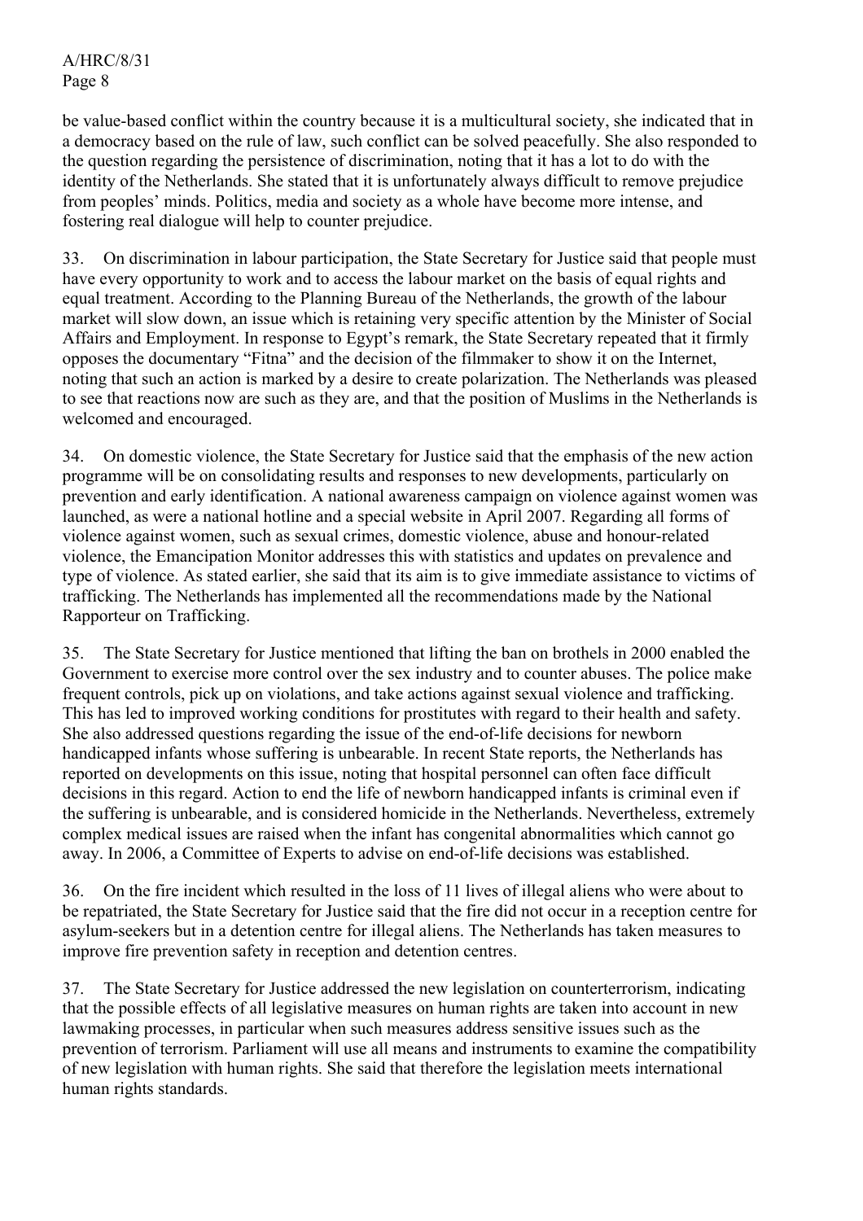be value-based conflict within the country because it is a multicultural society, she indicated that in a democracy based on the rule of law, such conflict can be solved peacefully. She also responded to the question regarding the persistence of discrimination, noting that it has a lot to do with the identity of the Netherlands. She stated that it is unfortunately always difficult to remove prejudice from peoples' minds. Politics, media and society as a whole have become more intense, and fostering real dialogue will help to counter prejudice.

33. On discrimination in labour participation, the State Secretary for Justice said that people must have every opportunity to work and to access the labour market on the basis of equal rights and equal treatment. According to the Planning Bureau of the Netherlands, the growth of the labour market will slow down, an issue which is retaining very specific attention by the Minister of Social Affairs and Employment. In response to Egypt's remark, the State Secretary repeated that it firmly opposes the documentary "Fitna" and the decision of the filmmaker to show it on the Internet, noting that such an action is marked by a desire to create polarization. The Netherlands was pleased to see that reactions now are such as they are, and that the position of Muslims in the Netherlands is welcomed and encouraged.

34. On domestic violence, the State Secretary for Justice said that the emphasis of the new action programme will be on consolidating results and responses to new developments, particularly on prevention and early identification. A national awareness campaign on violence against women was launched, as were a national hotline and a special website in April 2007. Regarding all forms of violence against women, such as sexual crimes, domestic violence, abuse and honour-related violence, the Emancipation Monitor addresses this with statistics and updates on prevalence and type of violence. As stated earlier, she said that its aim is to give immediate assistance to victims of trafficking. The Netherlands has implemented all the recommendations made by the National Rapporteur on Trafficking.

35. The State Secretary for Justice mentioned that lifting the ban on brothels in 2000 enabled the Government to exercise more control over the sex industry and to counter abuses. The police make frequent controls, pick up on violations, and take actions against sexual violence and trafficking. This has led to improved working conditions for prostitutes with regard to their health and safety. She also addressed questions regarding the issue of the end-of-life decisions for newborn handicapped infants whose suffering is unbearable. In recent State reports, the Netherlands has reported on developments on this issue, noting that hospital personnel can often face difficult decisions in this regard. Action to end the life of newborn handicapped infants is criminal even if the suffering is unbearable, and is considered homicide in the Netherlands. Nevertheless, extremely complex medical issues are raised when the infant has congenital abnormalities which cannot go away. In 2006, a Committee of Experts to advise on end-of-life decisions was established.

36. On the fire incident which resulted in the loss of 11 lives of illegal aliens who were about to be repatriated, the State Secretary for Justice said that the fire did not occur in a reception centre for asylum-seekers but in a detention centre for illegal aliens. The Netherlands has taken measures to improve fire prevention safety in reception and detention centres.

37. The State Secretary for Justice addressed the new legislation on counterterrorism, indicating that the possible effects of all legislative measures on human rights are taken into account in new lawmaking processes, in particular when such measures address sensitive issues such as the prevention of terrorism. Parliament will use all means and instruments to examine the compatibility of new legislation with human rights. She said that therefore the legislation meets international human rights standards.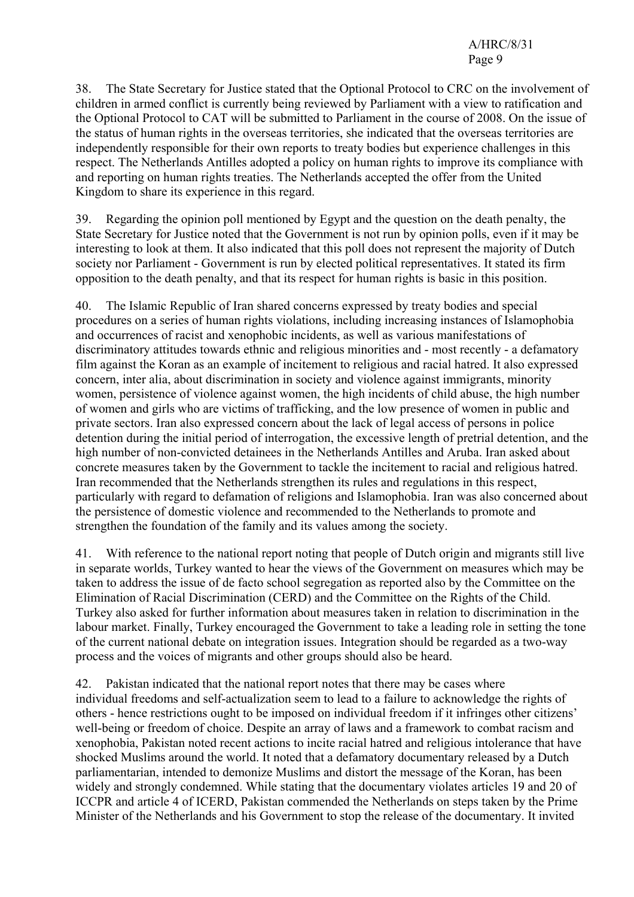38. The State Secretary for Justice stated that the Optional Protocol to CRC on the involvement of children in armed conflict is currently being reviewed by Parliament with a view to ratification and the Optional Protocol to CAT will be submitted to Parliament in the course of 2008. On the issue of the status of human rights in the overseas territories, she indicated that the overseas territories are independently responsible for their own reports to treaty bodies but experience challenges in this respect. The Netherlands Antilles adopted a policy on human rights to improve its compliance with and reporting on human rights treaties. The Netherlands accepted the offer from the United Kingdom to share its experience in this regard.

39. Regarding the opinion poll mentioned by Egypt and the question on the death penalty, the State Secretary for Justice noted that the Government is not run by opinion polls, even if it may be interesting to look at them. It also indicated that this poll does not represent the majority of Dutch society nor Parliament - Government is run by elected political representatives. It stated its firm opposition to the death penalty, and that its respect for human rights is basic in this position.

40. The Islamic Republic of Iran shared concerns expressed by treaty bodies and special procedures on a series of human rights violations, including increasing instances of Islamophobia and occurrences of racist and xenophobic incidents, as well as various manifestations of discriminatory attitudes towards ethnic and religious minorities and - most recently - a defamatory film against the Koran as an example of incitement to religious and racial hatred. It also expressed concern, inter alia, about discrimination in society and violence against immigrants, minority women, persistence of violence against women, the high incidents of child abuse, the high number of women and girls who are victims of trafficking, and the low presence of women in public and private sectors. Iran also expressed concern about the lack of legal access of persons in police detention during the initial period of interrogation, the excessive length of pretrial detention, and the high number of non-convicted detainees in the Netherlands Antilles and Aruba. Iran asked about concrete measures taken by the Government to tackle the incitement to racial and religious hatred. Iran recommended that the Netherlands strengthen its rules and regulations in this respect, particularly with regard to defamation of religions and Islamophobia. Iran was also concerned about the persistence of domestic violence and recommended to the Netherlands to promote and strengthen the foundation of the family and its values among the society.

41. With reference to the national report noting that people of Dutch origin and migrants still live in separate worlds, Turkey wanted to hear the views of the Government on measures which may be taken to address the issue of de facto school segregation as reported also by the Committee on the Elimination of Racial Discrimination (CERD) and the Committee on the Rights of the Child. Turkey also asked for further information about measures taken in relation to discrimination in the labour market. Finally, Turkey encouraged the Government to take a leading role in setting the tone of the current national debate on integration issues. Integration should be regarded as a two-way process and the voices of migrants and other groups should also be heard.

42. Pakistan indicated that the national report notes that there may be cases where individual freedoms and self-actualization seem to lead to a failure to acknowledge the rights of others - hence restrictions ought to be imposed on individual freedom if it infringes other citizens' well-being or freedom of choice. Despite an array of laws and a framework to combat racism and xenophobia, Pakistan noted recent actions to incite racial hatred and religious intolerance that have shocked Muslims around the world. It noted that a defamatory documentary released by a Dutch parliamentarian, intended to demonize Muslims and distort the message of the Koran, has been widely and strongly condemned. While stating that the documentary violates articles 19 and 20 of ICCPR and article 4 of ICERD, Pakistan commended the Netherlands on steps taken by the Prime Minister of the Netherlands and his Government to stop the release of the documentary. It invited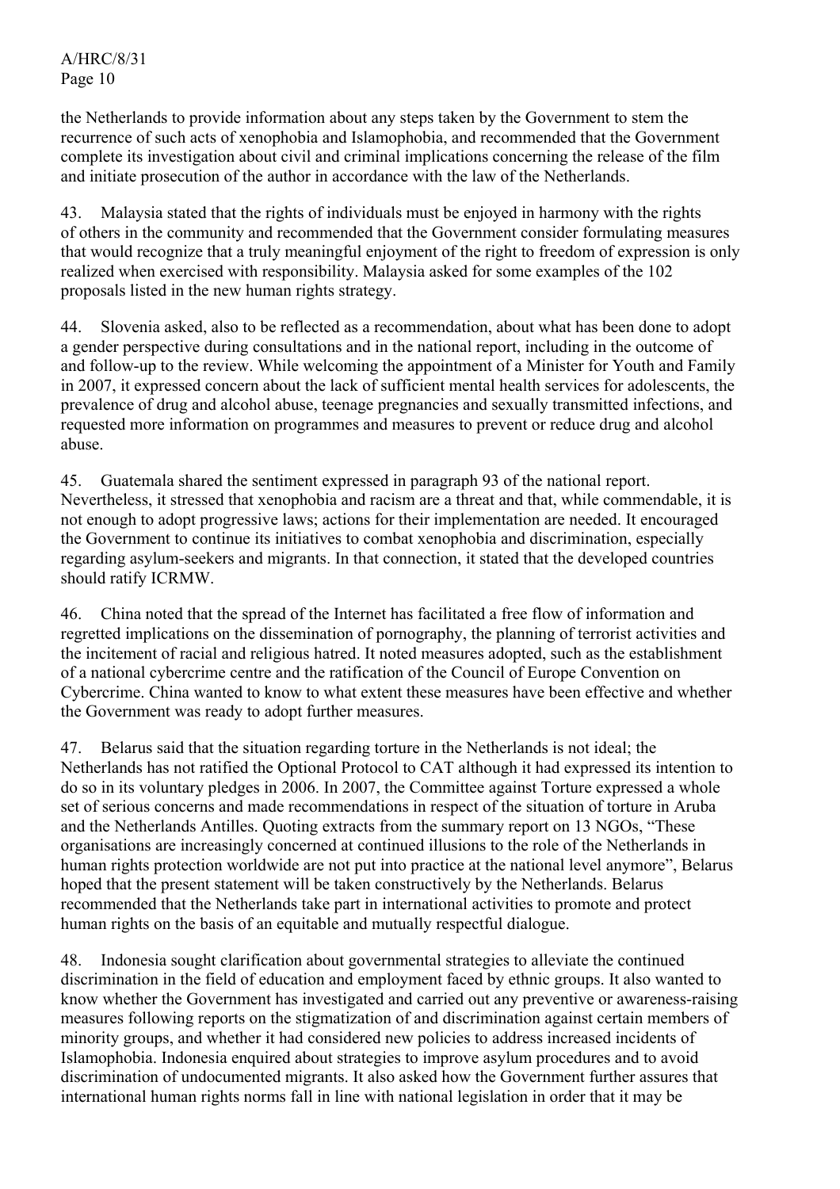the Netherlands to provide information about any steps taken by the Government to stem the recurrence of such acts of xenophobia and Islamophobia, and recommended that the Government complete its investigation about civil and criminal implications concerning the release of the film and initiate prosecution of the author in accordance with the law of the Netherlands.

43. Malaysia stated that the rights of individuals must be enjoyed in harmony with the rights of others in the community and recommended that the Government consider formulating measures that would recognize that a truly meaningful enjoyment of the right to freedom of expression is only realized when exercised with responsibility. Malaysia asked for some examples of the 102 proposals listed in the new human rights strategy.

44. Slovenia asked, also to be reflected as a recommendation, about what has been done to adopt a gender perspective during consultations and in the national report, including in the outcome of and follow-up to the review. While welcoming the appointment of a Minister for Youth and Family in 2007, it expressed concern about the lack of sufficient mental health services for adolescents, the prevalence of drug and alcohol abuse, teenage pregnancies and sexually transmitted infections, and requested more information on programmes and measures to prevent or reduce drug and alcohol abuse.

45. Guatemala shared the sentiment expressed in paragraph 93 of the national report. Nevertheless, it stressed that xenophobia and racism are a threat and that, while commendable, it is not enough to adopt progressive laws; actions for their implementation are needed. It encouraged the Government to continue its initiatives to combat xenophobia and discrimination, especially regarding asylum-seekers and migrants. In that connection, it stated that the developed countries should ratify ICRMW.

46. China noted that the spread of the Internet has facilitated a free flow of information and regretted implications on the dissemination of pornography, the planning of terrorist activities and the incitement of racial and religious hatred. It noted measures adopted, such as the establishment of a national cybercrime centre and the ratification of the Council of Europe Convention on Cybercrime. China wanted to know to what extent these measures have been effective and whether the Government was ready to adopt further measures.

47. Belarus said that the situation regarding torture in the Netherlands is not ideal; the Netherlands has not ratified the Optional Protocol to CAT although it had expressed its intention to do so in its voluntary pledges in 2006. In 2007, the Committee against Torture expressed a whole set of serious concerns and made recommendations in respect of the situation of torture in Aruba and the Netherlands Antilles. Quoting extracts from the summary report on 13 NGOs, "These organisations are increasingly concerned at continued illusions to the role of the Netherlands in human rights protection worldwide are not put into practice at the national level anymore", Belarus hoped that the present statement will be taken constructively by the Netherlands. Belarus recommended that the Netherlands take part in international activities to promote and protect human rights on the basis of an equitable and mutually respectful dialogue.

48. Indonesia sought clarification about governmental strategies to alleviate the continued discrimination in the field of education and employment faced by ethnic groups. It also wanted to know whether the Government has investigated and carried out any preventive or awareness-raising measures following reports on the stigmatization of and discrimination against certain members of minority groups, and whether it had considered new policies to address increased incidents of Islamophobia. Indonesia enquired about strategies to improve asylum procedures and to avoid discrimination of undocumented migrants. It also asked how the Government further assures that international human rights norms fall in line with national legislation in order that it may be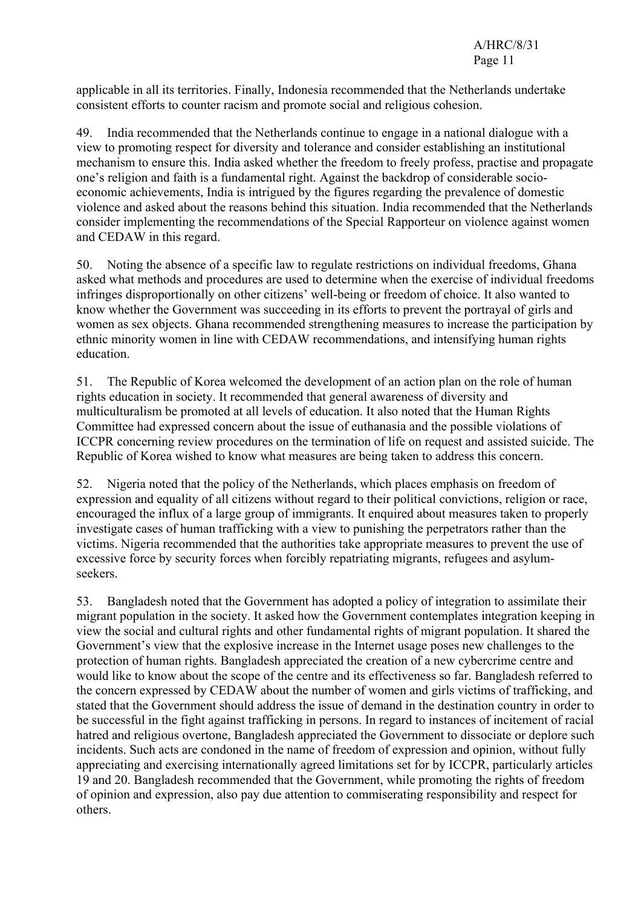applicable in all its territories. Finally, Indonesia recommended that the Netherlands undertake consistent efforts to counter racism and promote social and religious cohesion.

49. India recommended that the Netherlands continue to engage in a national dialogue with a view to promoting respect for diversity and tolerance and consider establishing an institutional mechanism to ensure this. India asked whether the freedom to freely profess, practise and propagate one's religion and faith is a fundamental right. Against the backdrop of considerable socio-economic achievements, India is intrigued by the figures regarding the prevalence of domestic violence and asked about the reasons behind this situation. India recommended that the Netherlands consider implementing the recommendations of the Special Rapporteur on violence against women and CEDAW in this regard.

50. Noting the absence of a specific law to regulate restrictions on individual freedoms, Ghana asked what methods and procedures are used to determine when the exercise of individual freedoms infringes disproportionally on other citizens' well-being or freedom of choice. It also wanted to know whether the Government was succeeding in its efforts to prevent the portrayal of girls and women as sex objects. Ghana recommended strengthening measures to increase the participation by ethnic minority women in line with CEDAW recommendations, and intensifying human rights education.

51. The Republic of Korea welcomed the development of an action plan on the role of human rights education in society. It recommended that general awareness of diversity and multiculturalism be promoted at all levels of education. It also noted that the Human Rights Committee had expressed concern about the issue of euthanasia and the possible violations of ICCPR concerning review procedures on the termination of life on request and assisted suicide. The Republic of Korea wished to know what measures are being taken to address this concern.

52. Nigeria noted that the policy of the Netherlands, which places emphasis on freedom of expression and equality of all citizens without regard to their political convictions, religion or race, encouraged the influx of a large group of immigrants. It enquired about measures taken to properly investigate cases of human trafficking with a view to punishing the perpetrators rather than the victims. Nigeria recommended that the authorities take appropriate measures to prevent the use of excessive force by security forces when forcibly repatriating migrants, refugees and asylum-seekers.

53. Bangladesh noted that the Government has adopted a policy of integration to assimilate their migrant population in the society. It asked how the Government contemplates integration keeping in view the social and cultural rights and other fundamental rights of migrant population. It shared the Government's view that the explosive increase in the Internet usage poses new challenges to the protection of human rights. Bangladesh appreciated the creation of a new cybercrime centre and would like to know about the scope of the centre and its effectiveness so far. Bangladesh referred to the concern expressed by CEDAW about the number of women and girls victims of trafficking, and stated that the Government should address the issue of demand in the destination country in order to be successful in the fight against trafficking in persons. In regard to instances of incitement of racial hatred and religious overtone, Bangladesh appreciated the Government to dissociate or deplore such incidents. Such acts are condoned in the name of freedom of expression and opinion, without fully appreciating and exercising internationally agreed limitations set for by ICCPR, particularly articles 19 and 20. Bangladesh recommended that the Government, while promoting the rights of freedom of opinion and expression, also pay due attention to commiserating responsibility and respect for others.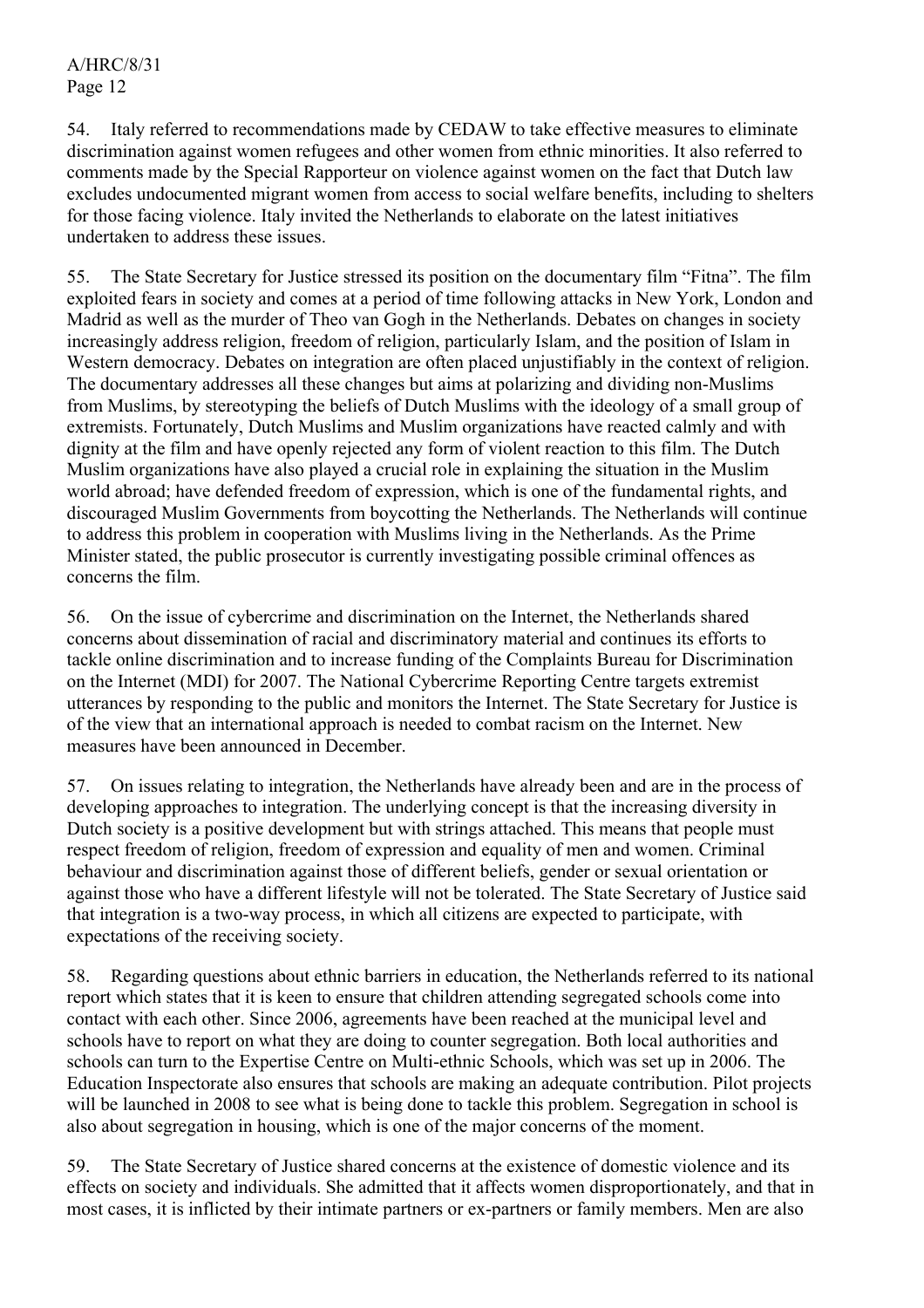54. Italy referred to recommendations made by CEDAW to take effective measures to eliminate discrimination against women refugees and other women from ethnic minorities. It also referred to comments made by the Special Rapporteur on violence against women on the fact that Dutch law excludes undocumented migrant women from access to social welfare benefits, including to shelters for those facing violence. Italy invited the Netherlands to elaborate on the latest initiatives undertaken to address these issues.

55. The State Secretary for Justice stressed its position on the documentary film "Fitna". The film exploited fears in society and comes at a period of time following attacks in New York, London and Madrid as well as the murder of Theo van Gogh in the Netherlands. Debates on changes in society increasingly address religion, freedom of religion, particularly Islam, and the position of Islam in Western democracy. Debates on integration are often placed unjustifiably in the context of religion. The documentary addresses all these changes but aims at polarizing and dividing non-Muslims from Muslims, by stereotyping the beliefs of Dutch Muslims with the ideology of a small group of extremists. Fortunately, Dutch Muslims and Muslim organizations have reacted calmly and with dignity at the film and have openly rejected any form of violent reaction to this film. The Dutch Muslim organizations have also played a crucial role in explaining the situation in the Muslim world abroad; have defended freedom of expression, which is one of the fundamental rights, and discouraged Muslim Governments from boycotting the Netherlands. The Netherlands will continue to address this problem in cooperation with Muslims living in the Netherlands. As the Prime Minister stated, the public prosecutor is currently investigating possible criminal offences as concerns the film.

56. On the issue of cybercrime and discrimination on the Internet, the Netherlands shared concerns about dissemination of racial and discriminatory material and continues its efforts to tackle online discrimination and to increase funding of the Complaints Bureau for Discrimination on the Internet (MDI) for 2007. The National Cybercrime Reporting Centre targets extremist utterances by responding to the public and monitors the Internet. The State Secretary for Justice is of the view that an international approach is needed to combat racism on the Internet. New measures have been announced in December.

57. On issues relating to integration, the Netherlands have already been and are in the process of developing approaches to integration. The underlying concept is that the increasing diversity in Dutch society is a positive development but with strings attached. This means that people must respect freedom of religion, freedom of expression and equality of men and women. Criminal behaviour and discrimination against those of different beliefs, gender or sexual orientation or against those who have a different lifestyle will not be tolerated. The State Secretary of Justice said that integration is a two-way process, in which all citizens are expected to participate, with expectations of the receiving society.

58. Regarding questions about ethnic barriers in education, the Netherlands referred to its national report which states that it is keen to ensure that children attending segregated schools come into contact with each other. Since 2006, agreements have been reached at the municipal level and schools have to report on what they are doing to counter segregation. Both local authorities and schools can turn to the Expertise Centre on Multi-ethnic Schools, which was set up in 2006. The Education Inspectorate also ensures that schools are making an adequate contribution. Pilot projects will be launched in 2008 to see what is being done to tackle this problem. Segregation in school is also about segregation in housing, which is one of the major concerns of the moment.

59. The State Secretary of Justice shared concerns at the existence of domestic violence and its effects on society and individuals. She admitted that it affects women disproportionately, and that in most cases, it is inflicted by their intimate partners or ex-partners or family members. Men are also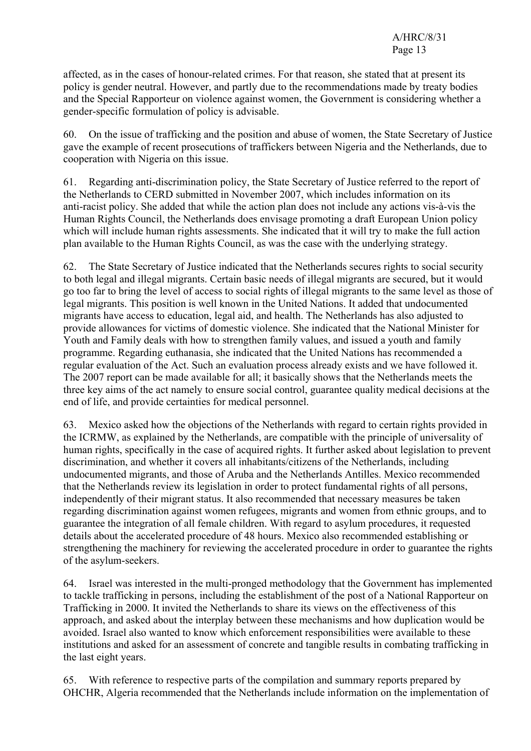affected, as in the cases of honour-related crimes. For that reason, she stated that at present its policy is gender neutral. However, and partly due to the recommendations made by treaty bodies and the Special Rapporteur on violence against women, the Government is considering whether a gender-specific formulation of policy is advisable.

60. On the issue of trafficking and the position and abuse of women, the State Secretary of Justice gave the example of recent prosecutions of traffickers between Nigeria and the Netherlands, due to cooperation with Nigeria on this issue.

61. Regarding anti-discrimination policy, the State Secretary of Justice referred to the report of the Netherlands to CERD submitted in November 2007, which includes information on its anti-racist policy. She added that while the action plan does not include any actions vis-à-vis the Human Rights Council, the Netherlands does envisage promoting a draft European Union policy which will include human rights assessments. She indicated that it will try to make the full action plan available to the Human Rights Council, as was the case with the underlying strategy.

62. The State Secretary of Justice indicated that the Netherlands secures rights to social security to both legal and illegal migrants. Certain basic needs of illegal migrants are secured, but it would go too far to bring the level of access to social rights of illegal migrants to the same level as those of legal migrants. This position is well known in the United Nations. It added that undocumented migrants have access to education, legal aid, and health. The Netherlands has also adjusted to provide allowances for victims of domestic violence. She indicated that the National Minister for Youth and Family deals with how to strengthen family values, and issued a youth and family programme. Regarding euthanasia, she indicated that the United Nations has recommended a regular evaluation of the Act. Such an evaluation process already exists and we have followed it. The 2007 report can be made available for all; it basically shows that the Netherlands meets the three key aims of the act namely to ensure social control, guarantee quality medical decisions at the end of life, and provide certainties for medical personnel.

63. Mexico asked how the objections of the Netherlands with regard to certain rights provided in the ICRMW, as explained by the Netherlands, are compatible with the principle of universality of human rights, specifically in the case of acquired rights. It further asked about legislation to prevent discrimination, and whether it covers all inhabitants/citizens of the Netherlands, including undocumented migrants, and those of Aruba and the Netherlands Antilles. Mexico recommended that the Netherlands review its legislation in order to protect fundamental rights of all persons, independently of their migrant status. It also recommended that necessary measures be taken regarding discrimination against women refugees, migrants and women from ethnic groups, and to guarantee the integration of all female children. With regard to asylum procedures, it requested details about the accelerated procedure of 48 hours. Mexico also recommended establishing or strengthening the machinery for reviewing the accelerated procedure in order to guarantee the rights of the asylum-seekers.

64. Israel was interested in the multi-pronged methodology that the Government has implemented to tackle trafficking in persons, including the establishment of the post of a National Rapporteur on Trafficking in 2000. It invited the Netherlands to share its views on the effectiveness of this approach, and asked about the interplay between these mechanisms and how duplication would be avoided. Israel also wanted to know which enforcement responsibilities were available to these institutions and asked for an assessment of concrete and tangible results in combating trafficking in the last eight years.

65. With reference to respective parts of the compilation and summary reports prepared by OHCHR, Algeria recommended that the Netherlands include information on the implementation of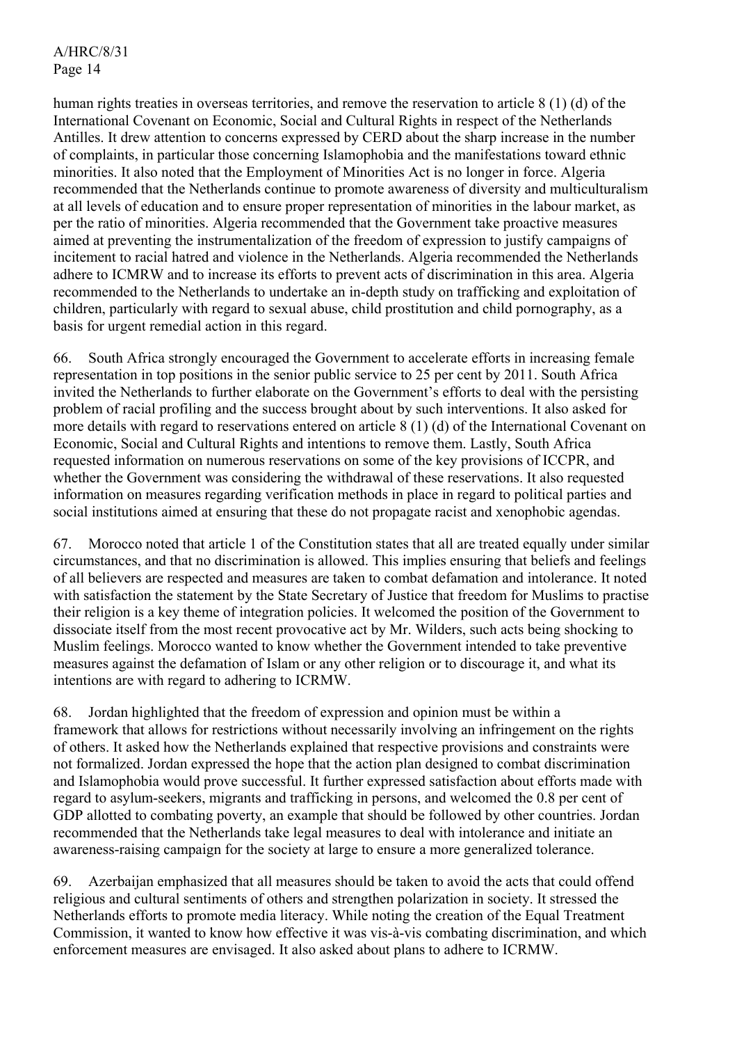human rights treaties in overseas territories, and remove the reservation to article 8 (1) (d) of the International Covenant on Economic, Social and Cultural Rights in respect of the Netherlands Antilles. It drew attention to concerns expressed by CERD about the sharp increase in the number of complaints, in particular those concerning Islamophobia and the manifestations toward ethnic minorities. It also noted that the Employment of Minorities Act is no longer in force. Algeria recommended that the Netherlands continue to promote awareness of diversity and multiculturalism at all levels of education and to ensure proper representation of minorities in the labour market, as per the ratio of minorities. Algeria recommended that the Government take proactive measures aimed at preventing the instrumentalization of the freedom of expression to justify campaigns of incitement to racial hatred and violence in the Netherlands. Algeria recommended the Netherlands adhere to ICMRW and to increase its efforts to prevent acts of discrimination in this area. Algeria recommended to the Netherlands to undertake an in-depth study on trafficking and exploitation of children, particularly with regard to sexual abuse, child prostitution and child pornography, as a basis for urgent remedial action in this regard.

66. South Africa strongly encouraged the Government to accelerate efforts in increasing female representation in top positions in the senior public service to 25 per cent by 2011. South Africa invited the Netherlands to further elaborate on the Government's efforts to deal with the persisting problem of racial profiling and the success brought about by such interventions. It also asked for more details with regard to reservations entered on article 8 (1) (d) of the International Covenant on Economic, Social and Cultural Rights and intentions to remove them. Lastly, South Africa requested information on numerous reservations on some of the key provisions of ICCPR, and whether the Government was considering the withdrawal of these reservations. It also requested information on measures regarding verification methods in place in regard to political parties and social institutions aimed at ensuring that these do not propagate racist and xenophobic agendas.

67. Morocco noted that article 1 of the Constitution states that all are treated equally under similar circumstances, and that no discrimination is allowed. This implies ensuring that beliefs and feelings of all believers are respected and measures are taken to combat defamation and intolerance. It noted with satisfaction the statement by the State Secretary of Justice that freedom for Muslims to practise their religion is a key theme of integration policies. It welcomed the position of the Government to dissociate itself from the most recent provocative act by Mr. Wilders, such acts being shocking to Muslim feelings. Morocco wanted to know whether the Government intended to take preventive measures against the defamation of Islam or any other religion or to discourage it, and what its intentions are with regard to adhering to ICRMW.

68. Jordan highlighted that the freedom of expression and opinion must be within a framework that allows for restrictions without necessarily involving an infringement on the rights of others. It asked how the Netherlands explained that respective provisions and constraints were not formalized. Jordan expressed the hope that the action plan designed to combat discrimination and Islamophobia would prove successful. It further expressed satisfaction about efforts made with regard to asylum-seekers, migrants and trafficking in persons, and welcomed the 0.8 per cent of GDP allotted to combating poverty, an example that should be followed by other countries. Jordan recommended that the Netherlands take legal measures to deal with intolerance and initiate an awareness-raising campaign for the society at large to ensure a more generalized tolerance.

69. Azerbaijan emphasized that all measures should be taken to avoid the acts that could offend religious and cultural sentiments of others and strengthen polarization in society. It stressed the Netherlands efforts to promote media literacy. While noting the creation of the Equal Treatment Commission, it wanted to know how effective it was vis-à-vis combating discrimination, and which enforcement measures are envisaged. It also asked about plans to adhere to ICRMW.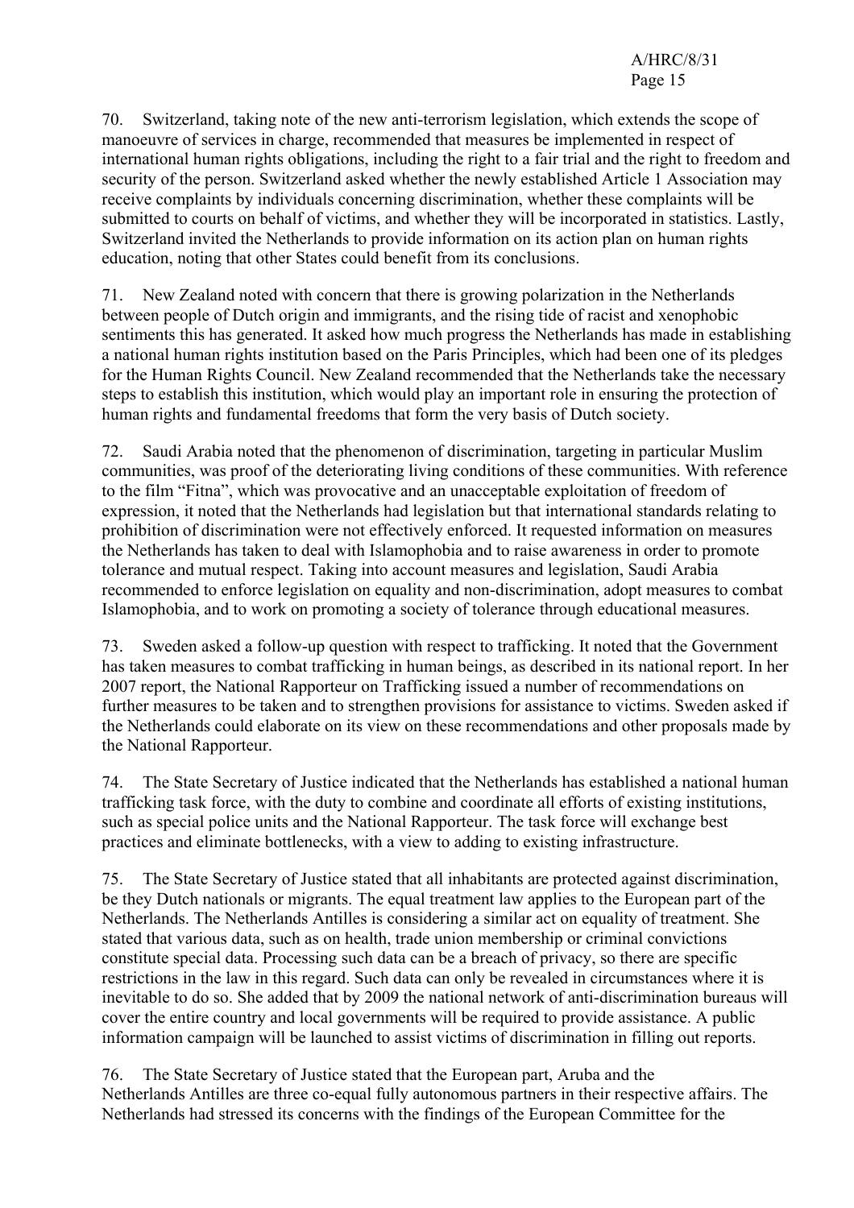70. Switzerland, taking note of the new anti-terrorism legislation, which extends the scope of manoeuvre of services in charge, recommended that measures be implemented in respect of international human rights obligations, including the right to a fair trial and the right to freedom and security of the person. Switzerland asked whether the newly established Article 1 Association may receive complaints by individuals concerning discrimination, whether these complaints will be submitted to courts on behalf of victims, and whether they will be incorporated in statistics. Lastly, Switzerland invited the Netherlands to provide information on its action plan on human rights education, noting that other States could benefit from its conclusions.

71. New Zealand noted with concern that there is growing polarization in the Netherlands between people of Dutch origin and immigrants, and the rising tide of racist and xenophobic sentiments this has generated. It asked how much progress the Netherlands has made in establishing a national human rights institution based on the Paris Principles, which had been one of its pledges for the Human Rights Council. New Zealand recommended that the Netherlands take the necessary steps to establish this institution, which would play an important role in ensuring the protection of human rights and fundamental freedoms that form the very basis of Dutch society.

72. Saudi Arabia noted that the phenomenon of discrimination, targeting in particular Muslim communities, was proof of the deteriorating living conditions of these communities. With reference to the film "Fitna", which was provocative and an unacceptable exploitation of freedom of expression, it noted that the Netherlands had legislation but that international standards relating to prohibition of discrimination were not effectively enforced. It requested information on measures the Netherlands has taken to deal with Islamophobia and to raise awareness in order to promote tolerance and mutual respect. Taking into account measures and legislation, Saudi Arabia recommended to enforce legislation on equality and non-discrimination, adopt measures to combat Islamophobia, and to work on promoting a society of tolerance through educational measures.

73. Sweden asked a follow-up question with respect to trafficking. It noted that the Government has taken measures to combat trafficking in human beings, as described in its national report. In her 2007 report, the National Rapporteur on Trafficking issued a number of recommendations on further measures to be taken and to strengthen provisions for assistance to victims. Sweden asked if the Netherlands could elaborate on its view on these recommendations and other proposals made by the National Rapporteur.

74. The State Secretary of Justice indicated that the Netherlands has established a national human trafficking task force, with the duty to combine and coordinate all efforts of existing institutions, such as special police units and the National Rapporteur. The task force will exchange best practices and eliminate bottlenecks, with a view to adding to existing infrastructure.

75. The State Secretary of Justice stated that all inhabitants are protected against discrimination, be they Dutch nationals or migrants. The equal treatment law applies to the European part of the Netherlands. The Netherlands Antilles is considering a similar act on equality of treatment. She stated that various data, such as on health, trade union membership or criminal convictions constitute special data. Processing such data can be a breach of privacy, so there are specific restrictions in the law in this regard. Such data can only be revealed in circumstances where it is inevitable to do so. She added that by 2009 the national network of anti-discrimination bureaus will cover the entire country and local governments will be required to provide assistance. A public information campaign will be launched to assist victims of discrimination in filling out reports.

76. The State Secretary of Justice stated that the European part, Aruba and the Netherlands Antilles are three co-equal fully autonomous partners in their respective affairs. The Netherlands had stressed its concerns with the findings of the European Committee for the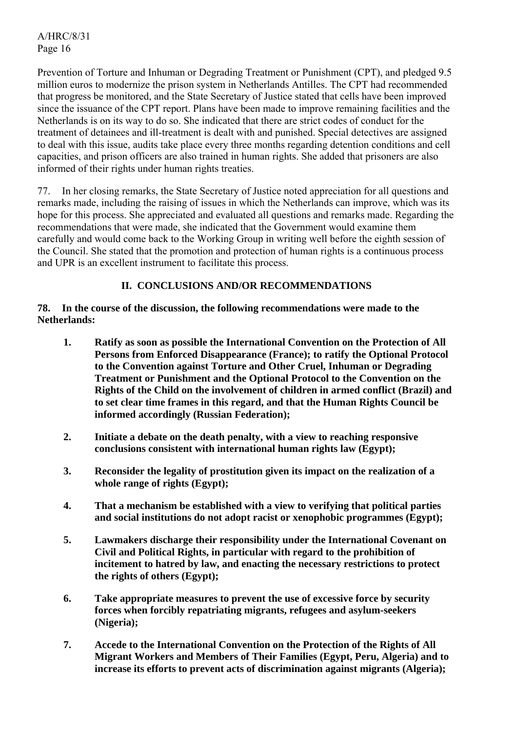Prevention of Torture and Inhuman or Degrading Treatment or Punishment (CPT), and pledged 9.5 million euros to modernize the prison system in Netherlands Antilles. The CPT had recommended that progress be monitored, and the State Secretary of Justice stated that cells have been improved since the issuance of the CPT report. Plans have been made to improve remaining facilities and the Netherlands is on its way to do so. She indicated that there are strict codes of conduct for the treatment of detainees and ill-treatment is dealt with and punished. Special detectives are assigned to deal with this issue, audits take place every three months regarding detention conditions and cell capacities, and prison officers are also trained in human rights. She added that prisoners are also informed of their rights under human rights treaties.

77. In her closing remarks, the State Secretary of Justice noted appreciation for all questions and remarks made, including the raising of issues in which the Netherlands can improve, which was its hope for this process. She appreciated and evaluated all questions and remarks made. Regarding the recommendations that were made, she indicated that the Government would examine them carefully and would come back to the Working Group in writing well before the eighth session of the Council. She stated that the promotion and protection of human rights is a continuous process and UPR is an excellent instrument to facilitate this process.

## II. CONCLUSIONS AND/OR RECOMMENDATIONS

**78. In the course of the discussion, the following recommendations were made to the Netherlands:**

1. **Ratify as soon as possible the International Convention on the Protection of All Persons from Enforced Disappearance (France); to ratify the Optional Protocol to the Convention against Torture and Other Cruel, Inhuman or Degrading Treatment or Punishment and the Optional Protocol to the Convention on the Rights of the Child on the involvement of children in armed conflict (Brazil) and to set clear time frames in this regard, and that the Human Rights Council be informed accordingly (Russian Federation);**

2. **Initiate a debate on the death penalty, with a view to reaching responsive conclusions consistent with international human rights law (Egypt);**

3. **Reconsider the legality of prostitution given its impact on the realization of a whole range of rights (Egypt);**

4. **That a mechanism be established with a view to verifying that political parties and social institutions do not adopt racist or xenophobic programmes (Egypt);**

5. **Lawmakers discharge their responsibility under the International Covenant on Civil and Political Rights, in particular with regard to the prohibition of incitement to hatred by law, and enacting the necessary restrictions to protect the rights of others (Egypt);**

6. **Take appropriate measures to prevent the use of excessive force by security forces when forcibly repatriating migrants, refugees and asylum-seekers (Nigeria);**

7. **Accede to the International Convention on the Protection of the Rights of All Migrant Workers and Members of Their Families (Egypt, Peru, Algeria) and to increase its efforts to prevent acts of discrimination against migrants (Algeria);**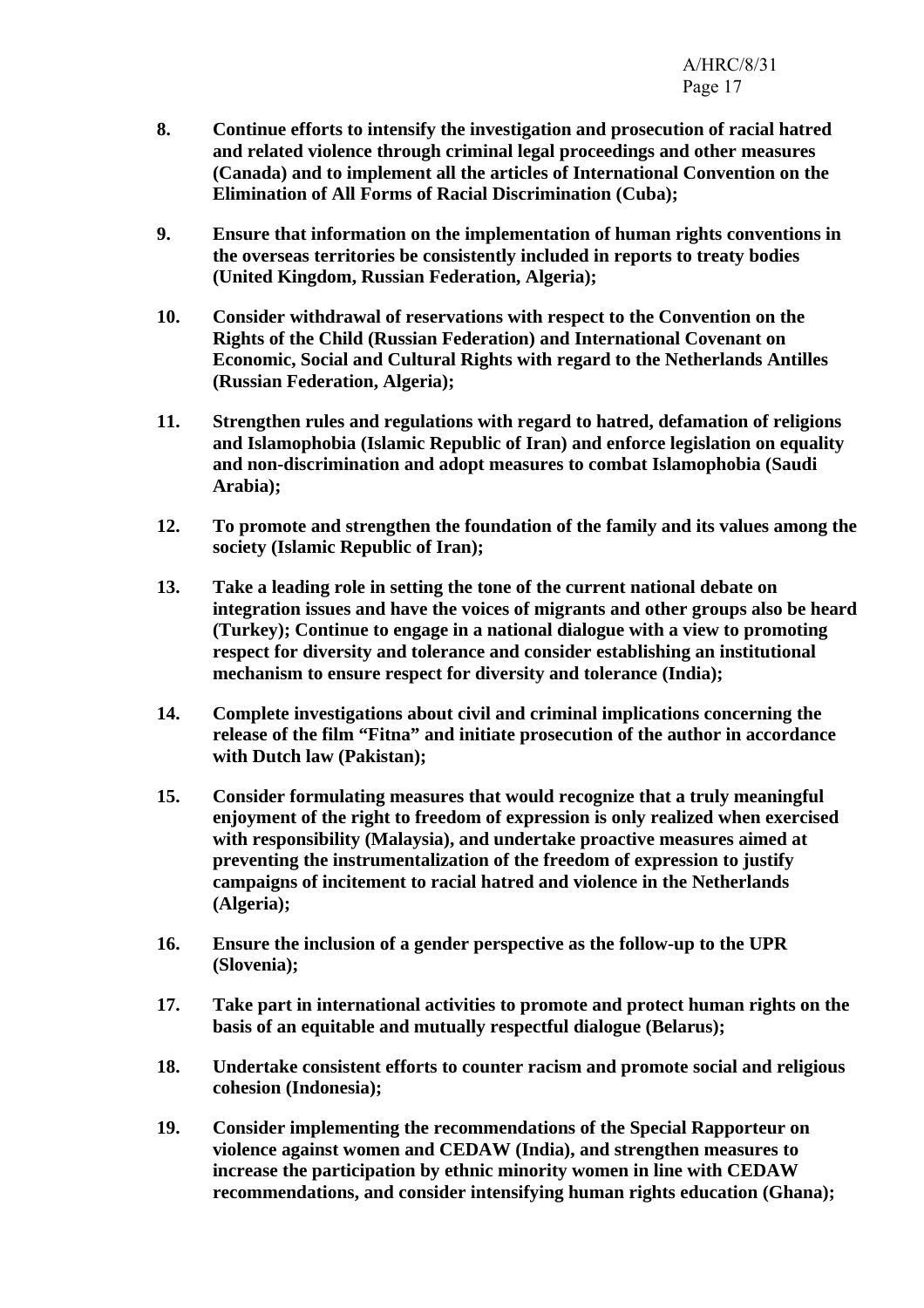8. **Continue efforts to intensify the investigation and prosecution of racial hatred and related violence through criminal legal proceedings and other measures (Canada) and to implement all the articles of International Convention on the Elimination of All Forms of Racial Discrimination (Cuba);**

9. **Ensure that information on the implementation of human rights conventions in the overseas territories be consistently included in reports to treaty bodies (United Kingdom, Russian Federation, Algeria);**

10. **Consider withdrawal of reservations with respect to the Convention on the Rights of the Child (Russian Federation) and International Covenant on Economic, Social and Cultural Rights with regard to the Netherlands Antilles (Russian Federation, Algeria);**

11. **Strengthen rules and regulations with regard to hatred, defamation of religions and Islamophobia (Islamic Republic of Iran) and enforce legislation on equality and non-discrimination and adopt measures to combat Islamophobia (Saudi Arabia);**

12. **To promote and strengthen the foundation of the family and its values among the society (Islamic Republic of Iran);**

13. **Take a leading role in setting the tone of the current national debate on integration issues and have the voices of migrants and other groups also be heard (Turkey); Continue to engage in a national dialogue with a view to promoting respect for diversity and tolerance and consider establishing an institutional mechanism to ensure respect for diversity and tolerance (India);**

14. **Complete investigations about civil and criminal implications concerning the release of the film "Fitna" and initiate prosecution of the author in accordance with Dutch law (Pakistan);**

15. **Consider formulating measures that would recognize that a truly meaningful enjoyment of the right to freedom of expression is only realized when exercised with responsibility (Malaysia), and undertake proactive measures aimed at preventing the instrumentalization of the freedom of expression to justify campaigns of incitement to racial hatred and violence in the Netherlands (Algeria);**

16. **Ensure the inclusion of a gender perspective as the follow-up to the UPR (Slovenia);**

17. **Take part in international activities to promote and protect human rights on the basis of an equitable and mutually respectful dialogue (Belarus);**

18. **Undertake consistent efforts to counter racism and promote social and religious cohesion (Indonesia);**

19. **Consider implementing the recommendations of the Special Rapporteur on violence against women and CEDAW (India), and strengthen measures to increase the participation by ethnic minority women in line with CEDAW recommendations, and consider intensifying human rights education (Ghana);**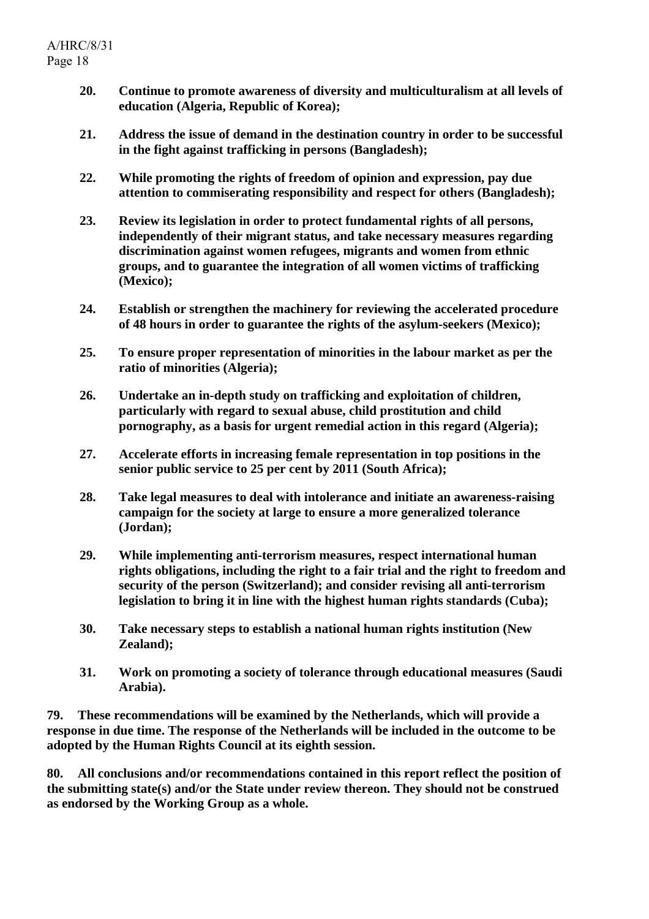20. **Continue to promote awareness of diversity and multiculturalism at all levels of education (Algeria, Republic of Korea);**

21. **Address the issue of demand in the destination country in order to be successful in the fight against trafficking in persons (Bangladesh);**

22. **While promoting the rights of freedom of opinion and expression, pay due attention to commiserating responsibility and respect for others (Bangladesh);**

23. **Review its legislation in order to protect fundamental rights of all persons, independently of their migrant status, and take necessary measures regarding discrimination against women refugees, migrants and women from ethnic groups, and to guarantee the integration of all women victims of trafficking (Mexico);**

24. **Establish or strengthen the machinery for reviewing the accelerated procedure of 48 hours in order to guarantee the rights of the asylum-seekers (Mexico);**

25. **To ensure proper representation of minorities in the labour market as per the ratio of minorities (Algeria);**

26. **Undertake an in-depth study on trafficking and exploitation of children, particularly with regard to sexual abuse, child prostitution and child pornography, as a basis for urgent remedial action in this regard (Algeria);**

27. **Accelerate efforts in increasing female representation in top positions in the senior public service to 25 per cent by 2011 (South Africa);**

28. **Take legal measures to deal with intolerance and initiate an awareness-raising campaign for the society at large to ensure a more generalized tolerance (Jordan);**

29. **While implementing anti-terrorism measures, respect international human rights obligations, including the right to a fair trial and the right to freedom and security of the person (Switzerland); and consider revising all anti-terrorism legislation to bring it in line with the highest human rights standards (Cuba);**

30. **Take necessary steps to establish a national human rights institution (New Zealand);**

31. **Work on promoting a society of tolerance through educational measures (Saudi Arabia).**

**79. These recommendations will be examined by the Netherlands, which will provide a response in due time. The response of the Netherlands will be included in the outcome to be adopted by the Human Rights Council at its eighth session.**

**80. All conclusions and/or recommendations contained in this report reflect the position of the submitting state(s) and/or the State under review thereon. They should not be construed as endorsed by the Working Group as a whole.**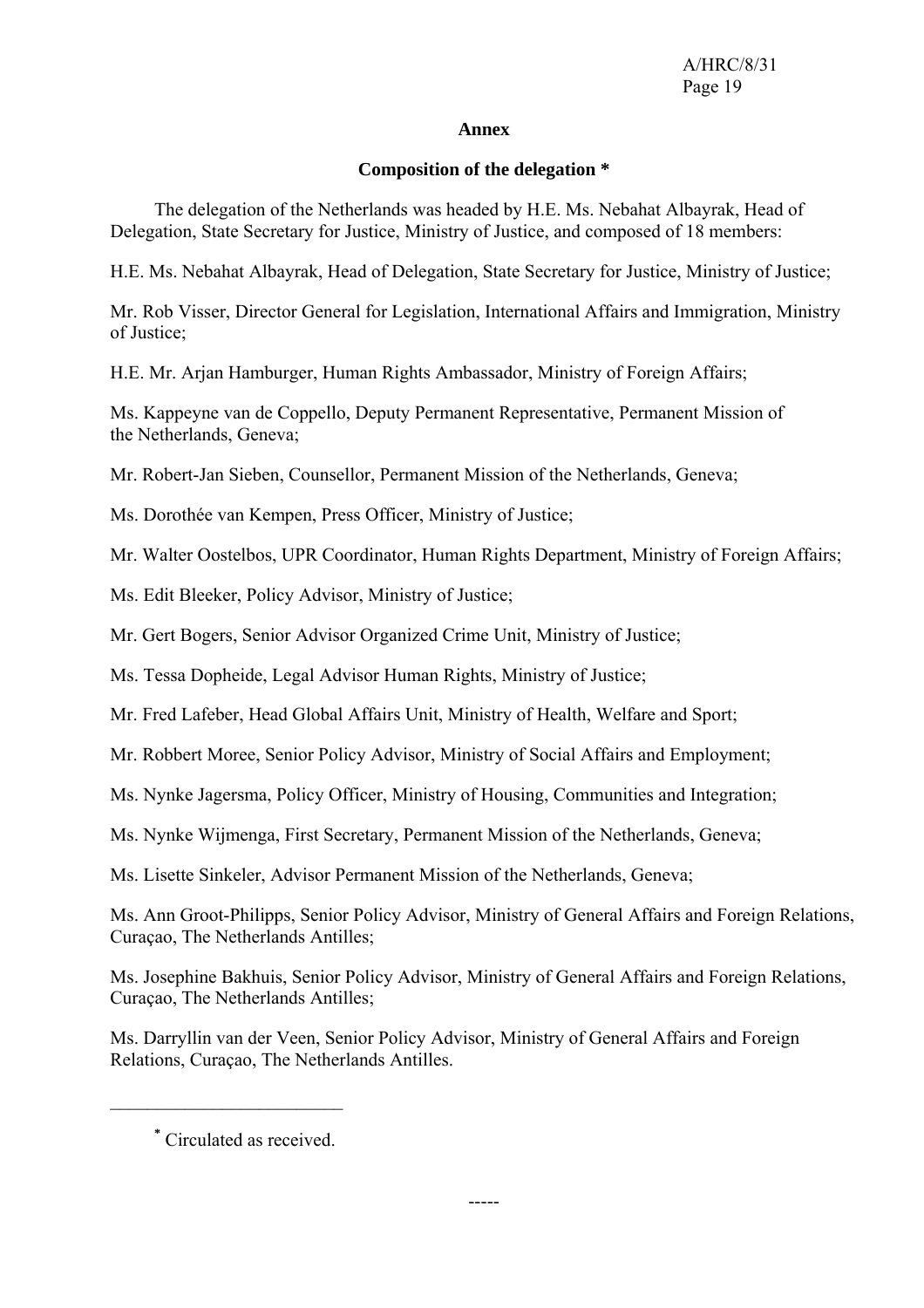## Annex

### Composition of the delegation *

The delegation of the Netherlands was headed by H.E. Ms. Nebahat Albayrak, Head of Delegation, State Secretary for Justice, Ministry of Justice, and composed of 18 members:

H.E. Ms. Nebahat Albayrak, Head of Delegation, State Secretary for Justice, Ministry of Justice;

Mr. Rob Visser, Director General for Legislation, International Affairs and Immigration, Ministry of Justice;

H.E. Mr. Arjan Hamburger, Human Rights Ambassador, Ministry of Foreign Affairs;

Ms. Kappeyne van de Coppello, Deputy Permanent Representative, Permanent Mission of the Netherlands, Geneva;

Mr. Robert-Jan Sieben, Counsellor, Permanent Mission of the Netherlands, Geneva;

Ms. Dorothée van Kempen, Press Officer, Ministry of Justice;

Mr. Walter Oostelbos, UPR Coordinator, Human Rights Department, Ministry of Foreign Affairs;

Ms. Edit Bleeker, Policy Advisor, Ministry of Justice;

Mr. Gert Bogers, Senior Advisor Organized Crime Unit, Ministry of Justice;

Ms. Tessa Dopheide, Legal Advisor Human Rights, Ministry of Justice;

Mr. Fred Lafeber, Head Global Affairs Unit, Ministry of Health, Welfare and Sport;

Mr. Robbert Moree, Senior Policy Advisor, Ministry of Social Affairs and Employment;

Ms. Nynke Jagersma, Policy Officer, Ministry of Housing, Communities and Integration;

Ms. Nynke Wijmenga, First Secretary, Permanent Mission of the Netherlands, Geneva;

Ms. Lisette Sinkeler, Advisor Permanent Mission of the Netherlands, Geneva;

Ms. Ann Groot-Philipps, Senior Policy Advisor, Ministry of General Affairs and Foreign Relations, Curaçao, The Netherlands Antilles;

Ms. Josephine Bakhuis, Senior Policy Advisor, Ministry of General Affairs and Foreign Relations, Curaçao, The Netherlands Antilles;

Ms. Darryllin van der Veen, Senior Policy Advisor, Ministry of General Affairs and Foreign Relations, Curaçao, The Netherlands Antilles.

---

* Circulated as received.

-----